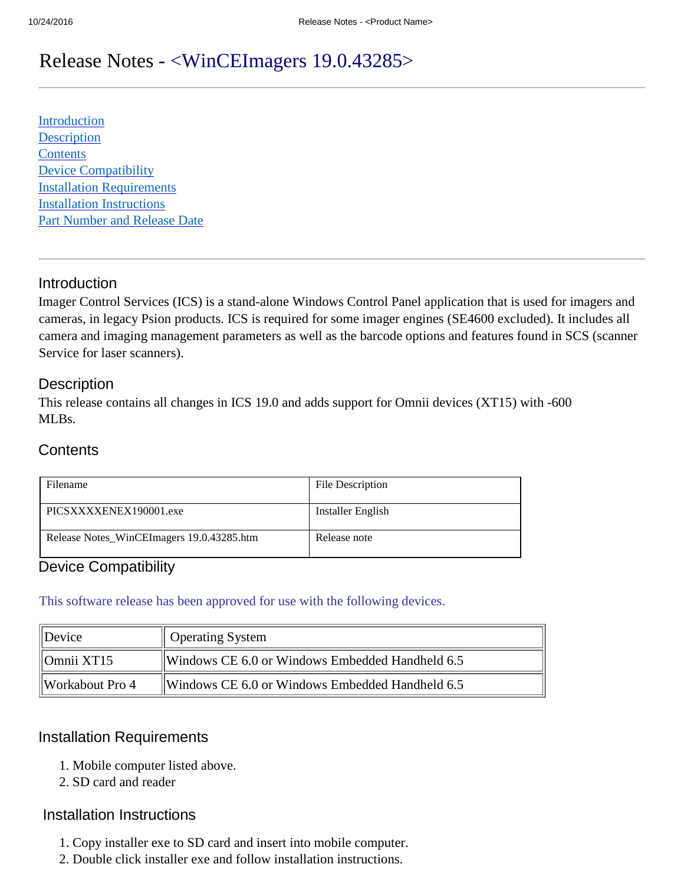# Release Notes - <WinCEImagers 19.0.43285>

- [Introduction](#introduction)
- [Description](#description)
- [Contents](#contents)
- [Device Compatibility](#device-compatibility)
- [Installation Requirements](#installation-requirements)
- [Installation Instructions](#installation-instructions)
- [Part Number and Release Date](#part-number-and-release-date)

---

## Introduction

Imager Control Services (ICS) is a stand-alone Windows Control Panel application that is used for imagers and cameras, in legacy Psion products. ICS is required for some imager engines (SE4600 excluded). It includes all camera and imaging management parameters as well as the barcode options and features found in SCS (scanner Service for laser scanners).

## Description

This release contains all changes in ICS 19.0 and adds support for Omnii devices (XT15) with -600 MLBs.

## Contents

| Filename | File Description |
|---|---|
| PICSXXXXENEX190001.exe | Installer English |
| Release Notes_WinCEImagers 19.0.43285.htm | Release note |

## Device Compatibility

This software release has been approved for use with the following devices.

| Device | Operating System |
|---|---|
| Omnii XT15 | Windows CE 6.0 or Windows Embedded Handheld 6.5 |
| Workabout Pro 4 | Windows CE 6.0 or Windows Embedded Handheld 6.5 |

## Installation Requirements

1. Mobile computer listed above.
2. SD card and reader

## Installation Instructions

1. Copy installer exe to SD card and insert into mobile computer.
2. Double click installer exe and follow installation instructions.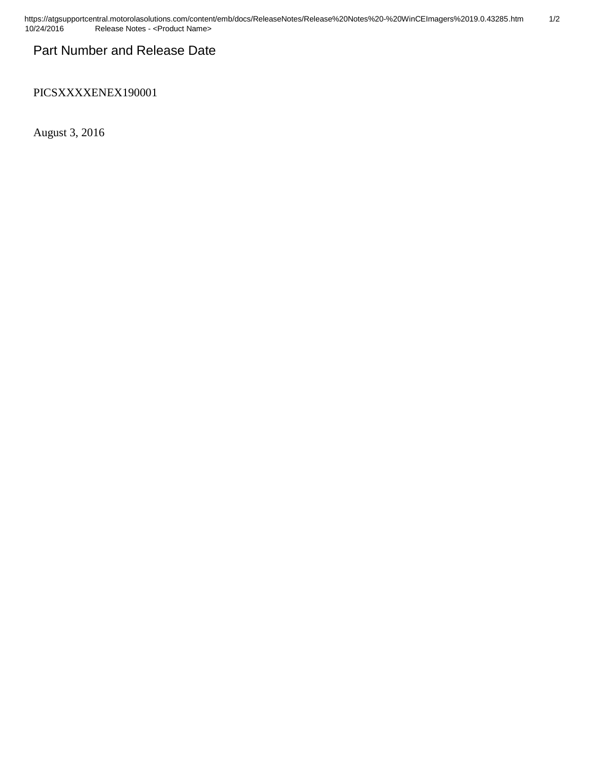## Part Number and Release Date

PICSXXXXENEX190001

August 3, 2016